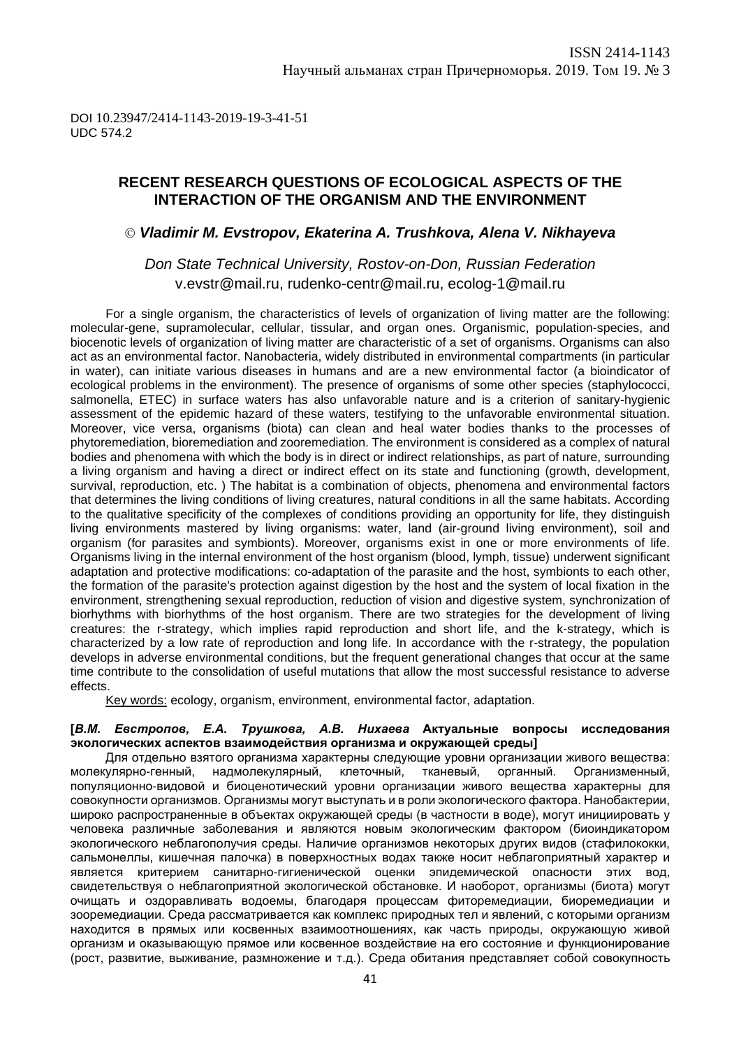DOI 10.23947/2414-1143-2019-19-3-41-51
UDC 574.2

# RECENT RESEARCH QUESTIONS OF ECOLOGICAL ASPECTS OF THE INTERACTION OF THE ORGANISM AND THE ENVIRONMENT

© ***Vladimir M. Evstropov, Ekaterina A. Trushkova, Alena V. Nikhayeva***

*Don State Technical University, Rostov-on-Don, Russian Federation*
v.evstr@mail.ru, rudenko-centr@mail.ru, ecolog-1@mail.ru

For a single organism, the characteristics of levels of organization of living matter are the following: molecular-gene, supramolecular, cellular, tissular, and organ ones. Organismic, population-species, and biocenotic levels of organization of living matter are characteristic of a set of organisms. Organisms can also act as an environmental factor. Nanobacteria, widely distributed in environmental compartments (in particular in water), can initiate various diseases in humans and are a new environmental factor (a bioindicator of ecological problems in the environment). The presence of organisms of some other species (staphylococci, salmonella, ETEC) in surface waters has also unfavorable nature and is a criterion of sanitary-hygienic assessment of the epidemic hazard of these waters, testifying to the unfavorable environmental situation. Moreover, vice versa, organisms (biota) can clean and heal water bodies thanks to the processes of phytoremediation, bioremediation and zooremediation. The environment is considered as a complex of natural bodies and phenomena with which the body is in direct or indirect relationships, as part of nature, surrounding a living organism and having a direct or indirect effect on its state and functioning (growth, development, survival, reproduction, etc. ) The habitat is a combination of objects, phenomena and environmental factors that determines the living conditions of living creatures, natural conditions in all the same habitats. According to the qualitative specificity of the complexes of conditions providing an opportunity for life, they distinguish living environments mastered by living organisms: water, land (air-ground living environment), soil and organism (for parasites and symbionts). Moreover, organisms exist in one or more environments of life. Organisms living in the internal environment of the host organism (blood, lymph, tissue) underwent significant adaptation and protective modifications: co-adaptation of the parasite and the host, symbionts to each other, the formation of the parasite's protection against digestion by the host and the system of local fixation in the environment, strengthening sexual reproduction, reduction of vision and digestive system, synchronization of biorhythms with biorhythms of the host organism. There are two strategies for the development of living creatures: the r-strategy, which implies rapid reproduction and short life, and the k-strategy, which is characterized by a low rate of reproduction and long life. In accordance with the r-strategy, the population develops in adverse environmental conditions, but the frequent generational changes that occur at the same time contribute to the consolidation of useful mutations that allow the most successful resistance to adverse effects.

Key words: ecology, organism, environment, environmental factor, adaptation.

**[*В.М. Евстропов, Е.А. Трушкова, А.В. Нихаева* Актуальные вопросы исследования экологических аспектов взаимодействия организма и окружающей среды]**

Для отдельно взятого организма характерны следующие уровни организации живого вещества: молекулярно-генный, надмолекулярный, клеточный, тканевый, органный. Организменный, популяционно-видовой и биоценотический уровни организации живого вещества характерны для совокупности организмов. Организмы могут выступать и в роли экологического фактора. Нанобактерии, широко распространенные в объектах окружающей среды (в частности в воде), могут инициировать у человека различные заболевания и являются новым экологическим фактором (биоиндикатором экологического неблагополучия среды. Наличие организмов некоторых других видов (стафилококки, сальмонеллы, кишечная палочка) в поверхностных водах также носит неблагоприятный характер и является критерием санитарно-гигиенической оценки эпидемической опасности этих вод, свидетельствуя о неблагоприятной экологической обстановке. И наоборот, организмы (биота) могут очищать и оздоравливать водоемы, благодаря процессам фиторемедиации, биоремедиации и зооремедиации. Среда рассматривается как комплекс природных тел и явлений, с которыми организм находится в прямых или косвенных взаимоотношениях, как часть природы, окружающую живой организм и оказывающую прямое или косвенное воздействие на его состояние и функционирование (рост, развитие, выживание, размножение и т.д.). Среда обитания представляет собой совокупность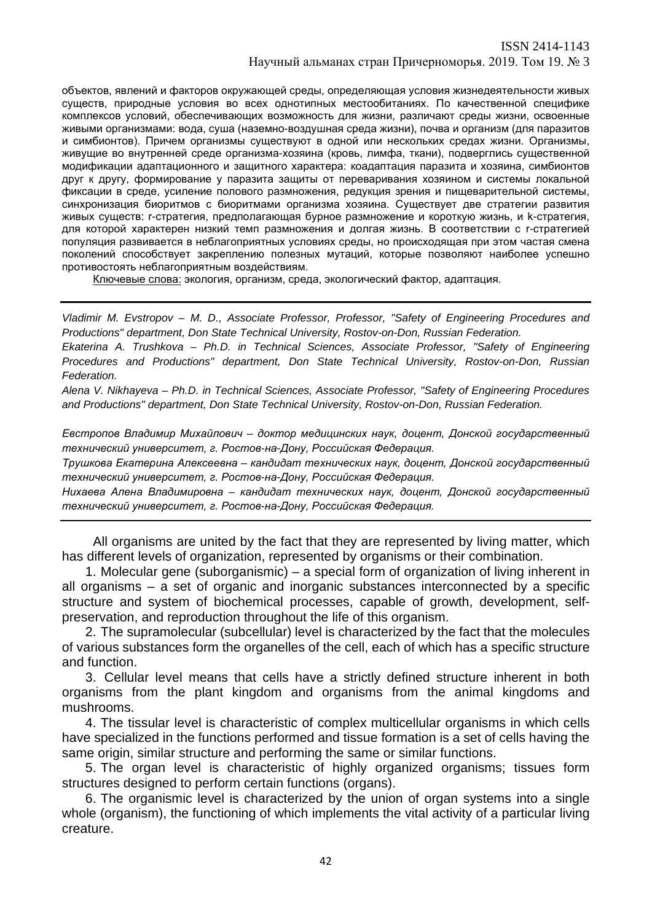объектов, явлений и факторов окружающей среды, определяющая условия жизнедеятельности живых существ, природные условия во всех однотипных местообитаниях. По качественной специфике комплексов условий, обеспечивающих возможность для жизни, различают среды жизни, освоенные живыми организмами: вода, суша (наземно-воздушная среда жизни), почва и организм (для паразитов и симбионтов). Причем организмы существуют в одной или нескольких средах жизни. Организмы, живущие во внутренней среде организма-хозяина (кровь, лимфа, ткани), подверглись существенной модификации адаптационного и защитного характера: коадаптация паразита и хозяина, симбионтов друг к другу, формирование у паразита защиты от переваривания хозяином и системы локальной фиксации в среде, усиление полового размножения, редукция зрения и пищеварительной системы, синхронизация биоритмов с биоритмами организма хозяина. Существует две стратегии развития живых существ: r-стратегия, предполагающая бурное размножение и короткую жизнь, и k-стратегия, для которой характерен низкий темп размножения и долгая жизнь. В соответствии с r-стратегией популяция развивается в неблагоприятных условиях среды, но происходящая при этом частая смена поколений способствует закреплению полезных мутаций, которые позволяют наиболее успешно противостоять неблагоприятным воздействиям.

Ключевые слова: экология, организм, среда, экологический фактор, адаптация.

---

*Vladimir M. Evstropov – M. D., Associate Professor, Professor, "Safety of Engineering Procedures and Productions" department, Don State Technical University, Rostov-on-Don, Russian Federation.*

*Ekaterina A. Trushkova – Ph.D. in Technical Sciences, Associate Professor, "Safety of Engineering Procedures and Productions" department, Don State Technical University, Rostov-on-Don, Russian Federation.*

*Alena V. Nikhayeva – Ph.D. in Technical Sciences, Associate Professor, "Safety of Engineering Procedures and Productions" department, Don State Technical University, Rostov-on-Don, Russian Federation.*

*Евстропов Владимир Михайлович – доктор медицинских наук, доцент, Донской государственный технический университет, г. Ростов-на-Дону, Российская Федерация.*

*Трушкова Екатерина Алексеевна – кандидат технических наук, доцент, Донской государственный технический университет, г. Ростов-на-Дону, Российская Федерация.*

*Нихаева Алена Владимировна – кандидат технических наук, доцент, Донской государственный технический университет, г. Ростов-на-Дону, Российская Федерация.*

---

All organisms are united by the fact that they are represented by living matter, which has different levels of organization, represented by organisms or their combination.

1. Molecular gene (suborganismic) – a special form of organization of living inherent in all organisms – a set of organic and inorganic substances interconnected by a specific structure and system of biochemical processes, capable of growth, development, self-preservation, and reproduction throughout the life of this organism.

2. The supramolecular (subcellular) level is characterized by the fact that the molecules of various substances form the organelles of the cell, each of which has a specific structure and function.

3. Cellular level means that cells have a strictly defined structure inherent in both organisms from the plant kingdom and organisms from the animal kingdoms and mushrooms.

4. The tissular level is characteristic of complex multicellular organisms in which cells have specialized in the functions performed and tissue formation is a set of cells having the same origin, similar structure and performing the same or similar functions.

5. The organ level is characteristic of highly organized organisms; tissues form structures designed to perform certain functions (organs).

6. The organismic level is characterized by the union of organ systems into a single whole (organism), the functioning of which implements the vital activity of a particular living creature.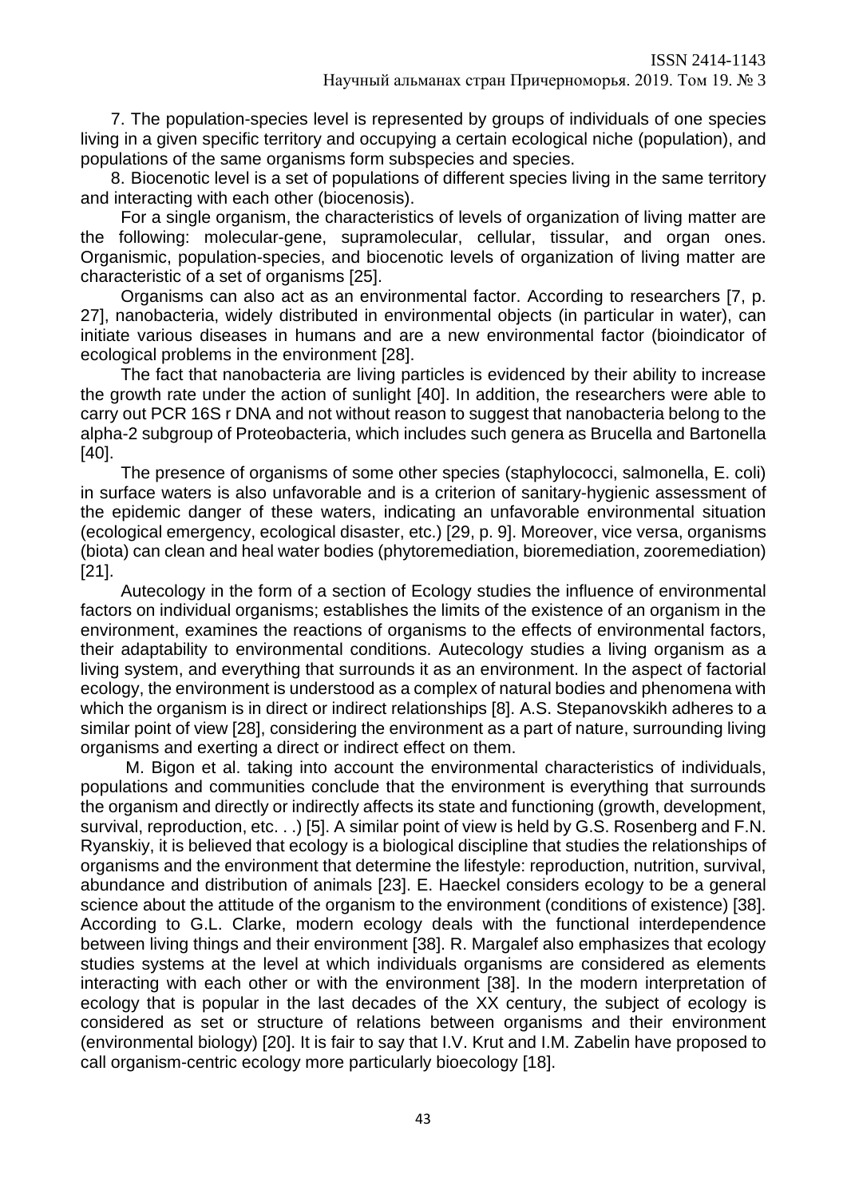7. The population-species level is represented by groups of individuals of one species living in a given specific territory and occupying a certain ecological niche (population), and populations of the same organisms form subspecies and species.

8. Biocenotic level is a set of populations of different species living in the same territory and interacting with each other (biocenosis).

For a single organism, the characteristics of levels of organization of living matter are the following: molecular-gene, supramolecular, cellular, tissular, and organ ones. Organismic, population-species, and biocenotic levels of organization of living matter are characteristic of a set of organisms [25].

Organisms can also act as an environmental factor. According to researchers [7, p. 27], nanobacteria, widely distributed in environmental objects (in particular in water), can initiate various diseases in humans and are a new environmental factor (bioindicator of ecological problems in the environment [28].

The fact that nanobacteria are living particles is evidenced by their ability to increase the growth rate under the action of sunlight [40]. In addition, the researchers were able to carry out PCR 16S r DNA and not without reason to suggest that nanobacteria belong to the alpha-2 subgroup of Proteobacteria, which includes such genera as Brucella and Bartonella [40].

The presence of organisms of some other species (staphylococci, salmonella, E. coli) in surface waters is also unfavorable and is a criterion of sanitary-hygienic assessment of the epidemic danger of these waters, indicating an unfavorable environmental situation (ecological emergency, ecological disaster, etc.) [29, p. 9]. Moreover, vice versa, organisms (biota) can clean and heal water bodies (phytoremediation, bioremediation, zooremediation) [21].

Autecology in the form of a section of Ecology studies the influence of environmental factors on individual organisms; establishes the limits of the existence of an organism in the environment, examines the reactions of organisms to the effects of environmental factors, their adaptability to environmental conditions. Autecology studies a living organism as a living system, and everything that surrounds it as an environment. In the aspect of factorial ecology, the environment is understood as a complex of natural bodies and phenomena with which the organism is in direct or indirect relationships [8]. A.S. Stepanovskikh adheres to a similar point of view [28], considering the environment as a part of nature, surrounding living organisms and exerting a direct or indirect effect on them.

M. Bigon et al. taking into account the environmental characteristics of individuals, populations and communities conclude that the environment is everything that surrounds the organism and directly or indirectly affects its state and functioning (growth, development, survival, reproduction, etc. . .) [5]. A similar point of view is held by G.S. Rosenberg and F.N. Ryanskiy, it is believed that ecology is a biological discipline that studies the relationships of organisms and the environment that determine the lifestyle: reproduction, nutrition, survival, abundance and distribution of animals [23]. E. Haeckel considers ecology to be a general science about the attitude of the organism to the environment (conditions of existence) [38]. According to G.L. Clarke, modern ecology deals with the functional interdependence between living things and their environment [38]. R. Margalef also emphasizes that ecology studies systems at the level at which individuals organisms are considered as elements interacting with each other or with the environment [38]. In the modern interpretation of ecology that is popular in the last decades of the XX century, the subject of ecology is considered as set or structure of relations between organisms and their environment (environmental biology) [20]. It is fair to say that I.V. Krut and I.M. Zabelin have proposed to call organism-centric ecology more particularly bioecology [18].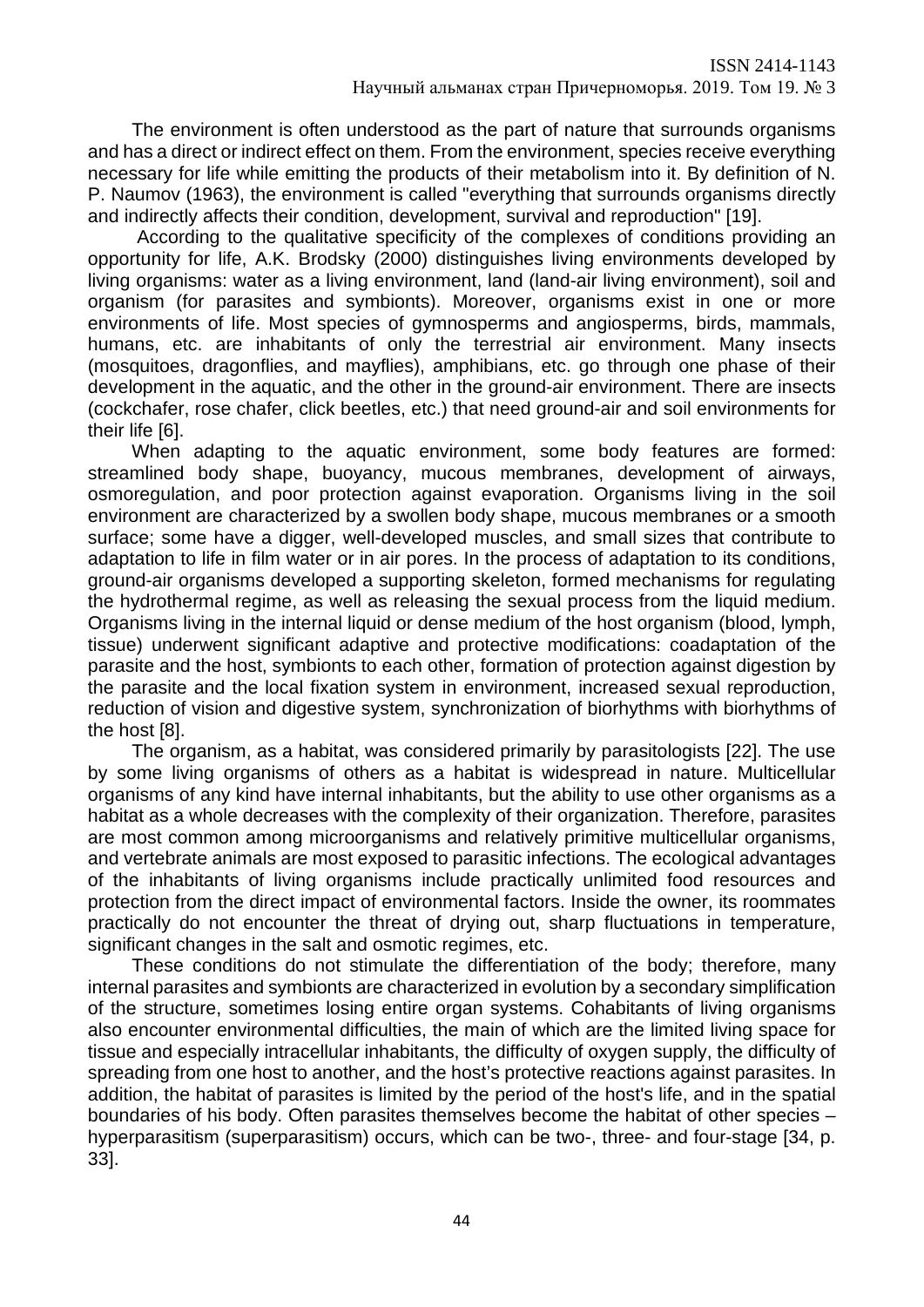The environment is often understood as the part of nature that surrounds organisms and has a direct or indirect effect on them. From the environment, species receive everything necessary for life while emitting the products of their metabolism into it. By definition of N. P. Naumov (1963), the environment is called "everything that surrounds organisms directly and indirectly affects their condition, development, survival and reproduction" [19].

According to the qualitative specificity of the complexes of conditions providing an opportunity for life, A.K. Brodsky (2000) distinguishes living environments developed by living organisms: water as a living environment, land (land-air living environment), soil and organism (for parasites and symbionts). Moreover, organisms exist in one or more environments of life. Most species of gymnosperms and angiosperms, birds, mammals, humans, etc. are inhabitants of only the terrestrial air environment. Many insects (mosquitoes, dragonflies, and mayflies), amphibians, etc. go through one phase of their development in the aquatic, and the other in the ground-air environment. There are insects (cockchafer, rose chafer, click beetles, etc.) that need ground-air and soil environments for their life [6].

When adapting to the aquatic environment, some body features are formed: streamlined body shape, buoyancy, mucous membranes, development of airways, osmoregulation, and poor protection against evaporation. Organisms living in the soil environment are characterized by a swollen body shape, mucous membranes or a smooth surface; some have a digger, well-developed muscles, and small sizes that contribute to adaptation to life in film water or in air pores. In the process of adaptation to its conditions, ground-air organisms developed a supporting skeleton, formed mechanisms for regulating the hydrothermal regime, as well as releasing the sexual process from the liquid medium. Organisms living in the internal liquid or dense medium of the host organism (blood, lymph, tissue) underwent significant adaptive and protective modifications: coadaptation of the parasite and the host, symbionts to each other, formation of protection against digestion by the parasite and the local fixation system in environment, increased sexual reproduction, reduction of vision and digestive system, synchronization of biorhythms with biorhythms of the host [8].

The organism, as a habitat, was considered primarily by parasitologists [22]. The use by some living organisms of others as a habitat is widespread in nature. Multicellular organisms of any kind have internal inhabitants, but the ability to use other organisms as a habitat as a whole decreases with the complexity of their organization. Therefore, parasites are most common among microorganisms and relatively primitive multicellular organisms, and vertebrate animals are most exposed to parasitic infections. The ecological advantages of the inhabitants of living organisms include practically unlimited food resources and protection from the direct impact of environmental factors. Inside the owner, its roommates practically do not encounter the threat of drying out, sharp fluctuations in temperature, significant changes in the salt and osmotic regimes, etc.

These conditions do not stimulate the differentiation of the body; therefore, many internal parasites and symbionts are characterized in evolution by a secondary simplification of the structure, sometimes losing entire organ systems. Cohabitants of living organisms also encounter environmental difficulties, the main of which are the limited living space for tissue and especially intracellular inhabitants, the difficulty of oxygen supply, the difficulty of spreading from one host to another, and the host's protective reactions against parasites. In addition, the habitat of parasites is limited by the period of the host's life, and in the spatial boundaries of his body. Often parasites themselves become the habitat of other species – hyperparasitism (superparasitism) occurs, which can be two-, three- and four-stage [34, p. 33].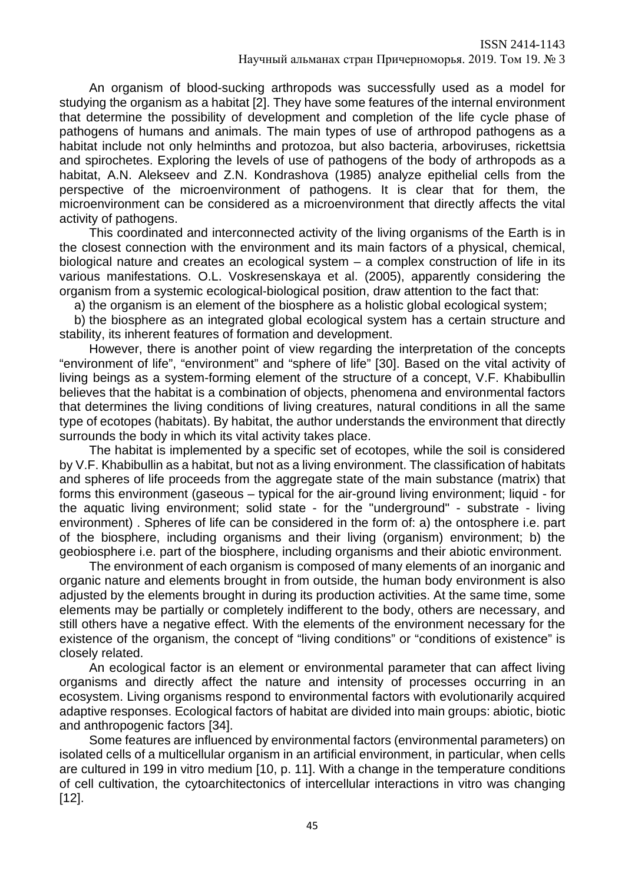An organism of blood-sucking arthropods was successfully used as a model for studying the organism as a habitat [2]. They have some features of the internal environment that determine the possibility of development and completion of the life cycle phase of pathogens of humans and animals. The main types of use of arthropod pathogens as a habitat include not only helminths and protozoa, but also bacteria, arboviruses, rickettsia and spirochetes. Exploring the levels of use of pathogens of the body of arthropods as a habitat, A.N. Alekseev and Z.N. Kondrashova (1985) analyze epithelial cells from the perspective of the microenvironment of pathogens. It is clear that for them, the microenvironment can be considered as a microenvironment that directly affects the vital activity of pathogens.

This coordinated and interconnected activity of the living organisms of the Earth is in the closest connection with the environment and its main factors of a physical, chemical, biological nature and creates an ecological system – a complex construction of life in its various manifestations. O.L. Voskresenskaya et al. (2005), apparently considering the organism from a systemic ecological-biological position, draw attention to the fact that:

a) the organism is an element of the biosphere as a holistic global ecological system;

b) the biosphere as an integrated global ecological system has a certain structure and stability, its inherent features of formation and development.

However, there is another point of view regarding the interpretation of the concepts "environment of life", "environment" and "sphere of life" [30]. Based on the vital activity of living beings as a system-forming element of the structure of a concept, V.F. Khabibullin believes that the habitat is a combination of objects, phenomena and environmental factors that determines the living conditions of living creatures, natural conditions in all the same type of ecotopes (habitats). By habitat, the author understands the environment that directly surrounds the body in which its vital activity takes place.

The habitat is implemented by a specific set of ecotopes, while the soil is considered by V.F. Khabibullin as a habitat, but not as a living environment. The classification of habitats and spheres of life proceeds from the aggregate state of the main substance (matrix) that forms this environment (gaseous – typical for the air-ground living environment; liquid - for the aquatic living environment; solid state - for the "underground" - substrate - living environment) . Spheres of life can be considered in the form of: a) the ontosphere i.e. part of the biosphere, including organisms and their living (organism) environment; b) the geobiosphere i.e. part of the biosphere, including organisms and their abiotic environment.

The environment of each organism is composed of many elements of an inorganic and organic nature and elements brought in from outside, the human body environment is also adjusted by the elements brought in during its production activities. At the same time, some elements may be partially or completely indifferent to the body, others are necessary, and still others have a negative effect. With the elements of the environment necessary for the existence of the organism, the concept of "living conditions" or "conditions of existence" is closely related.

An ecological factor is an element or environmental parameter that can affect living organisms and directly affect the nature and intensity of processes occurring in an ecosystem. Living organisms respond to environmental factors with evolutionarily acquired adaptive responses. Ecological factors of habitat are divided into main groups: abiotic, biotic and anthropogenic factors [34].

Some features are influenced by environmental factors (environmental parameters) on isolated cells of a multicellular organism in an artificial environment, in particular, when cells are cultured in 199 in vitro medium [10, p. 11]. With a change in the temperature conditions of cell cultivation, the cytoarchitectonics of intercellular interactions in vitro was changing [12].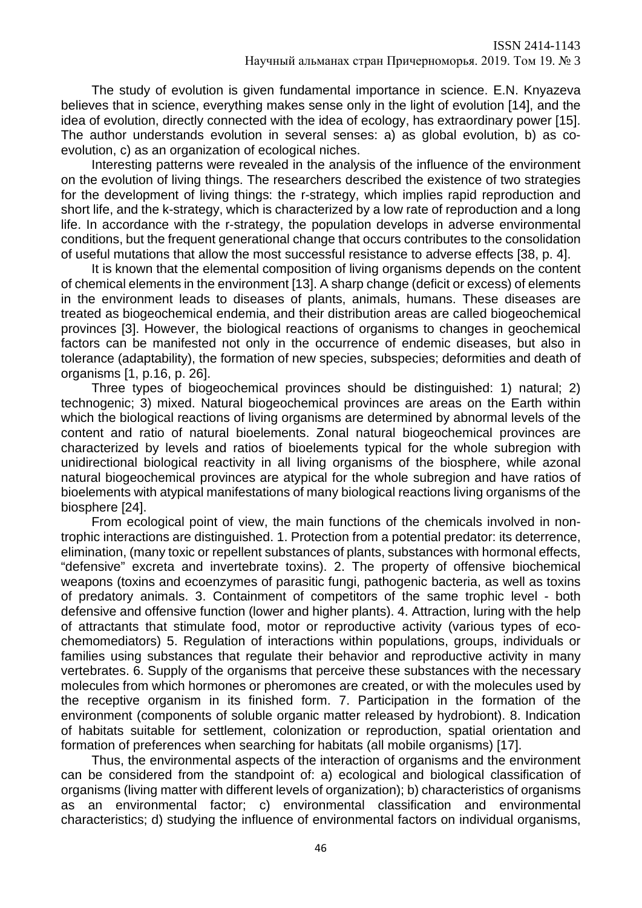The study of evolution is given fundamental importance in science. E.N. Knyazeva believes that in science, everything makes sense only in the light of evolution [14], and the idea of evolution, directly connected with the idea of ecology, has extraordinary power [15]. The author understands evolution in several senses: a) as global evolution, b) as co-evolution, c) as an organization of ecological niches.

Interesting patterns were revealed in the analysis of the influence of the environment on the evolution of living things. The researchers described the existence of two strategies for the development of living things: the r-strategy, which implies rapid reproduction and short life, and the k-strategy, which is characterized by a low rate of reproduction and a long life. In accordance with the r-strategy, the population develops in adverse environmental conditions, but the frequent generational change that occurs contributes to the consolidation of useful mutations that allow the most successful resistance to adverse effects [38, p. 4].

It is known that the elemental composition of living organisms depends on the content of chemical elements in the environment [13]. A sharp change (deficit or excess) of elements in the environment leads to diseases of plants, animals, humans. These diseases are treated as biogeochemical endemia, and their distribution areas are called biogeochemical provinces [3]. However, the biological reactions of organisms to changes in geochemical factors can be manifested not only in the occurrence of endemic diseases, but also in tolerance (adaptability), the formation of new species, subspecies; deformities and death of organisms [1, p.16, p. 26].

Three types of biogeochemical provinces should be distinguished: 1) natural; 2) technogenic; 3) mixed. Natural biogeochemical provinces are areas on the Earth within which the biological reactions of living organisms are determined by abnormal levels of the content and ratio of natural bioelements. Zonal natural biogeochemical provinces are characterized by levels and ratios of bioelements typical for the whole subregion with unidirectional biological reactivity in all living organisms of the biosphere, while azonal natural biogeochemical provinces are atypical for the whole subregion and have ratios of bioelements with atypical manifestations of many biological reactions living organisms of the biosphere [24].

From ecological point of view, the main functions of the chemicals involved in non-trophic interactions are distinguished. 1. Protection from a potential predator: its deterrence, elimination, (many toxic or repellent substances of plants, substances with hormonal effects, "defensive" excreta and invertebrate toxins). 2. The property of offensive biochemical weapons (toxins and ecoenzymes of parasitic fungi, pathogenic bacteria, as well as toxins of predatory animals. 3. Containment of competitors of the same trophic level - both defensive and offensive function (lower and higher plants). 4. Attraction, luring with the help of attractants that stimulate food, motor or reproductive activity (various types of eco-chemomediators) 5. Regulation of interactions within populations, groups, individuals or families using substances that regulate their behavior and reproductive activity in many vertebrates. 6. Supply of the organisms that perceive these substances with the necessary molecules from which hormones or pheromones are created, or with the molecules used by the receptive organism in its finished form. 7. Participation in the formation of the environment (components of soluble organic matter released by hydrobiont). 8. Indication of habitats suitable for settlement, colonization or reproduction, spatial orientation and formation of preferences when searching for habitats (all mobile organisms) [17].

Thus, the environmental aspects of the interaction of organisms and the environment can be considered from the standpoint of: a) ecological and biological classification of organisms (living matter with different levels of organization); b) characteristics of organisms as an environmental factor; c) environmental classification and environmental characteristics; d) studying the influence of environmental factors on individual organisms,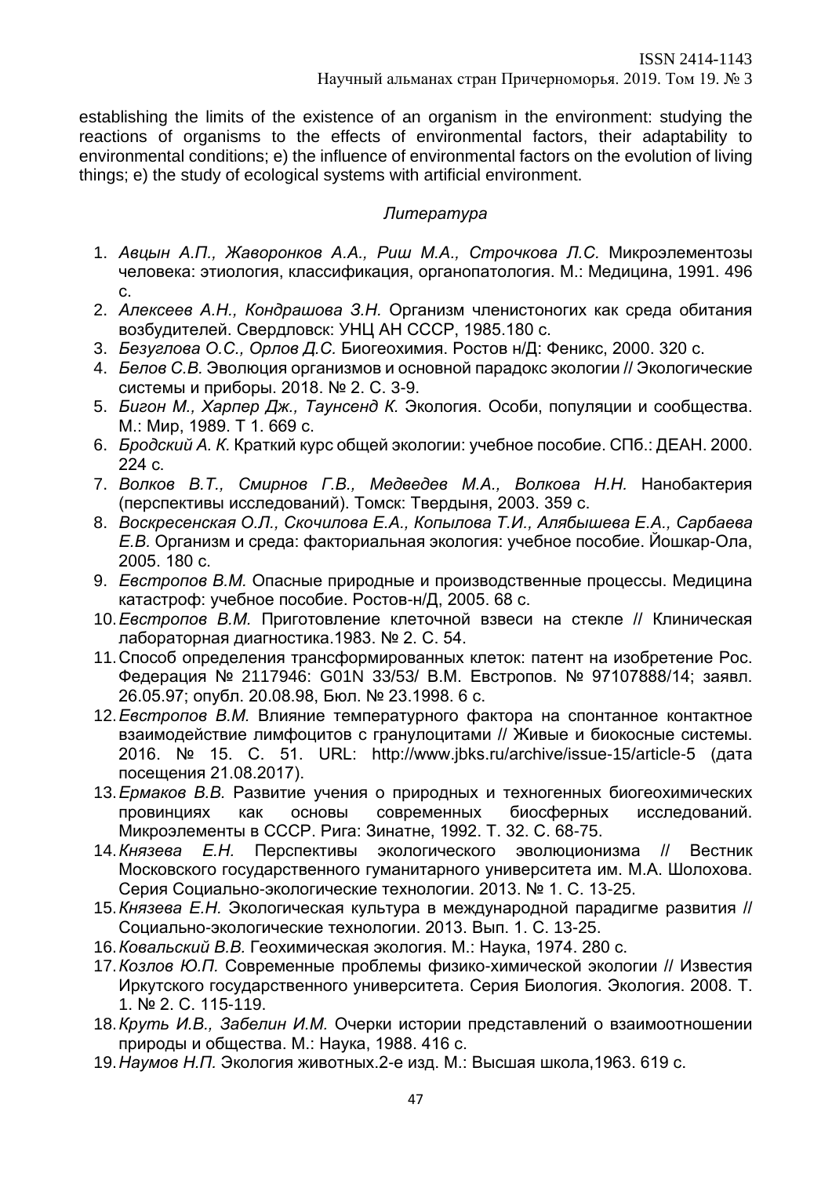establishing the limits of the existence of an organism in the environment: studying the reactions of organisms to the effects of environmental factors, their adaptability to environmental conditions; e) the influence of environmental factors on the evolution of living things; e) the study of ecological systems with artificial environment.

*Литература*

1. *Авцын А.П., Жаворонков А.А., Риш М.А., Строчкова Л.С.* Микроэлементозы человека: этиология, классификация, органопатология. М.: Медицина, 1991. 496 с.
2. *Алексеев А.Н., Кондрашова З.Н.* Организм членистоногих как среда обитания возбудителей. Свердловск: УНЦ АН СССР, 1985.180 с.
3. *Безуглова О.С., Орлов Д.С.* Биогеохимия. Ростов н/Д: Феникс, 2000. 320 с.
4. *Белов С.В.* Эволюция организмов и основной парадокс экологии // Экологические системы и приборы. 2018. № 2. С. 3-9.
5. *Бигон М., Харпер Дж., Таунсенд К.* Экология. Особи, популяции и сообщества. М.: Мир, 1989. Т 1. 669 с.
6. *Бродский А. К.* Краткий курс общей экологии: учебное пособие. СПб.: ДЕАН. 2000. 224 с.
7. *Волков В.Т., Смирнов Г.В., Медведев М.А., Волкова Н.Н.* Нанобактерия (перспективы исследований). Томск: Твердыня, 2003. 359 с.
8. *Воскресенская О.Л., Скочилова Е.А., Копылова Т.И., Алябышева Е.А., Сарбаева Е.В.* Организм и среда: факториальная экология: учебное пособие. Йошкар-Ола, 2005. 180 с.
9. *Евстропов В.М.* Опасные природные и производственные процессы. Медицина катастроф: учебное пособие. Ростов-н/Д, 2005. 68 с.
10. *Евстропов В.М.* Приготовление клеточной взвеси на стекле // Клиническая лабораторная диагностика.1983. № 2. С. 54.
11. Способ определения трансформированных клеток: патент на изобретение Рос. Федерация № 2117946: G01N 33/53/ В.М. Евстропов. № 97107888/14; заявл. 26.05.97; опубл. 20.08.98, Бюл. № 23.1998. 6 с.
12. *Евстропов В.М.* Влияние температурного фактора на спонтанное контактное взаимодействие лимфоцитов с гранулоцитами // Живые и биокосные системы. 2016. № 15. С. 51. URL: http://www.jbks.ru/archive/issue-15/article-5 (дата посещения 21.08.2017).
13. *Ермаков В.В.* Развитие учения о природных и техногенных биогеохимических провинциях как основы современных биосферных исследований. Микроэлементы в СССР. Рига: Зинатне, 1992. Т. 32. С. 68-75.
14. *Князева Е.Н.* Перспективы экологического эволюционизма // Вестник Московского государственного гуманитарного университета им. М.А. Шолохова. Серия Социально-экологические технологии. 2013. № 1. С. 13-25.
15. *Князева Е.Н.* Экологическая культура в международной парадигме развития // Социально-экологические технологии. 2013. Вып. 1. С. 13-25.
16. *Ковальский В.В.* Геохимическая экология. М.: Наука, 1974. 280 с.
17. *Козлов Ю.П.* Современные проблемы физико-химической экологии // Известия Иркутского государственного университета. Серия Биология. Экология. 2008. Т. 1. № 2. С. 115-119.
18. *Круть И.В., Забелин И.М.* Очерки истории представлений о взаимоотношении природы и общества. М.: Наука, 1988. 416 с.
19. *Наумов Н.П.* Экология животных.2-е изд. М.: Высшая школа,1963. 619 с.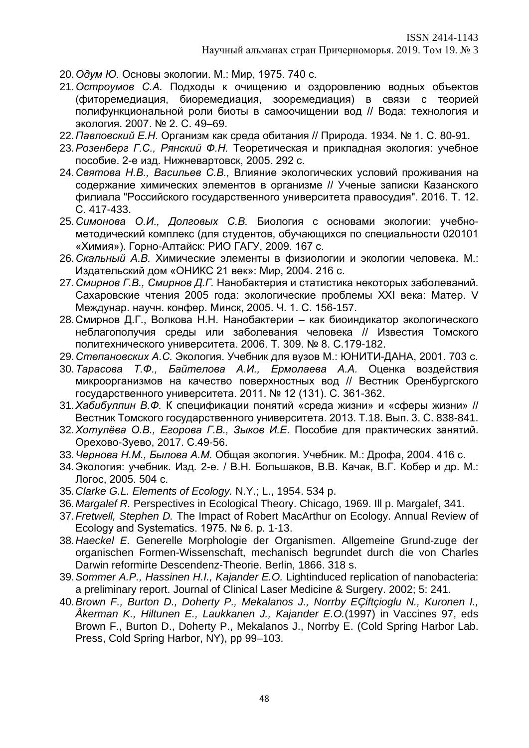20. *Одум Ю.* Основы экологии. М.: Мир, 1975. 740 с.
21. *Остроумов С.А.* Подходы к очищению и оздоровлению водных объектов (фиторемедиация, биоремедиация, зооремедиация) в связи с теорией полифункциональной роли биоты в самоочищении вод // Вода: технология и экология. 2007. № 2. С. 49–69.
22. *Павловский Е.Н.* Организм как среда обитания // Природа. 1934. № 1. С. 80-91.
23. *Розенберг Г.С., Рянский Ф.Н.* Теоретическая и прикладная экология: учебное пособие. 2-е изд. Нижневартовск, 2005. 292 с.
24. *Святова Н.В., Васильев С.В.,* Влияние экологических условий проживания на содержание химических элементов в организме // Ученые записки Казанского филиала "Российского государственного университета правосудия". 2016. Т. 12. С. 417-433.
25. *Симонова О.И., Долговых С.В.* Биология с основами экологии: учебно-методический комплекс (для студентов, обучающихся по специальности 020101 «Химия»). Горно-Алтайск: РИО ГАГУ, 2009. 167 с.
26. *Скальный А.В.* Химические элементы в физиологии и экологии человека. М.: Издательский дом «ОНИКС 21 век»: Мир, 2004. 216 с.
27. *Смирнов Г.В., Смирнов Д.Г.* Нанобактерия и статистика некоторых заболеваний. Сахаровские чтения 2005 года: экологические проблемы XXI века: Матер. V Междунар. научн. конфер. Минск, 2005. Ч. 1. С. 156-157.
28. Смирнов Д.Г., Волкова Н.Н. Нанобактерии – как биоиндикатор экологического неблагополучия среды или заболевания человека // Известия Томского политехнического университета. 2006. Т. 309. № 8. С.179-182.
29. *Степановских А.С.* Экология. Учебник для вузов М.: ЮНИТИ-ДАНА, 2001. 703 с.
30. *Тарасова Т.Ф., Байтелова А.И., Ермолаева А.А.* Оценка воздействия микроорганизмов на качество поверхностных вод // Вестник Оренбургского государственного университета. 2011. № 12 (131). С. 361-362.
31. *Хабибуллин В.Ф.* К спецификации понятий «среда жизни» и «сферы жизни» // Вестник Томского государственного университета. 2013. Т.18. Вып. 3. С. 838-841.
32. *Хотулёва О.В., Егорова Г.В., Зыков И.Е.* Пособие для практических занятий. Орехово-Зуево, 2017. С.49-56.
33. *Чернова Н.М., Былова А.М.* Общая экология. Учебник. М.: Дрофа, 2004. 416 с.
34. Экология: учебник. Изд. 2-е. / В.Н. Большаков, В.В. Качак, В.Г. Кобер и др. М.: Логос, 2005. 504 с.
35. *Clarke G.L. Elements of Ecology.* N.Y.; L., 1954. 534 p.
36. *Margalef R.* Perspectives in Ecological Theory. Chicago, 1969. Ill p. Margalef, 341.
37. *Fretwell, Stephen D.* The Impact of Robert MacArthur on Ecology. Annual Review of Ecology and Systematics. 1975. № 6. p. 1-13.
38. *Haeckel E.* Generelle Morphologie der Organismen. Allgemeine Grund-zuge der organischen Formen-Wissenschaft, mechanisch begrundet durch die von Charles Darwin reformirte Descendenz-Theorie. Berlin, 1866. 318 s.
39. *Sommer A.P., Hassinen H.I., Kajander E.O.* Lightinduced replication of nanobacteria: a preliminary report. Journal of Clinical Laser Medicine & Surgery. 2002; 5: 241.
40. *Brown F., Burton D., Doherty P., Mekalanos J., Norrby EÇiftçioglu N., Kuronen I., Åkerman K., Hiltunen E., Laukkanen J., Kajander E.O.*(1997) in Vaccines 97, eds Brown F., Burton D., Doherty P., Mekalanos J., Norrby E. (Cold Spring Harbor Lab. Press, Cold Spring Harbor, NY), pp 99–103.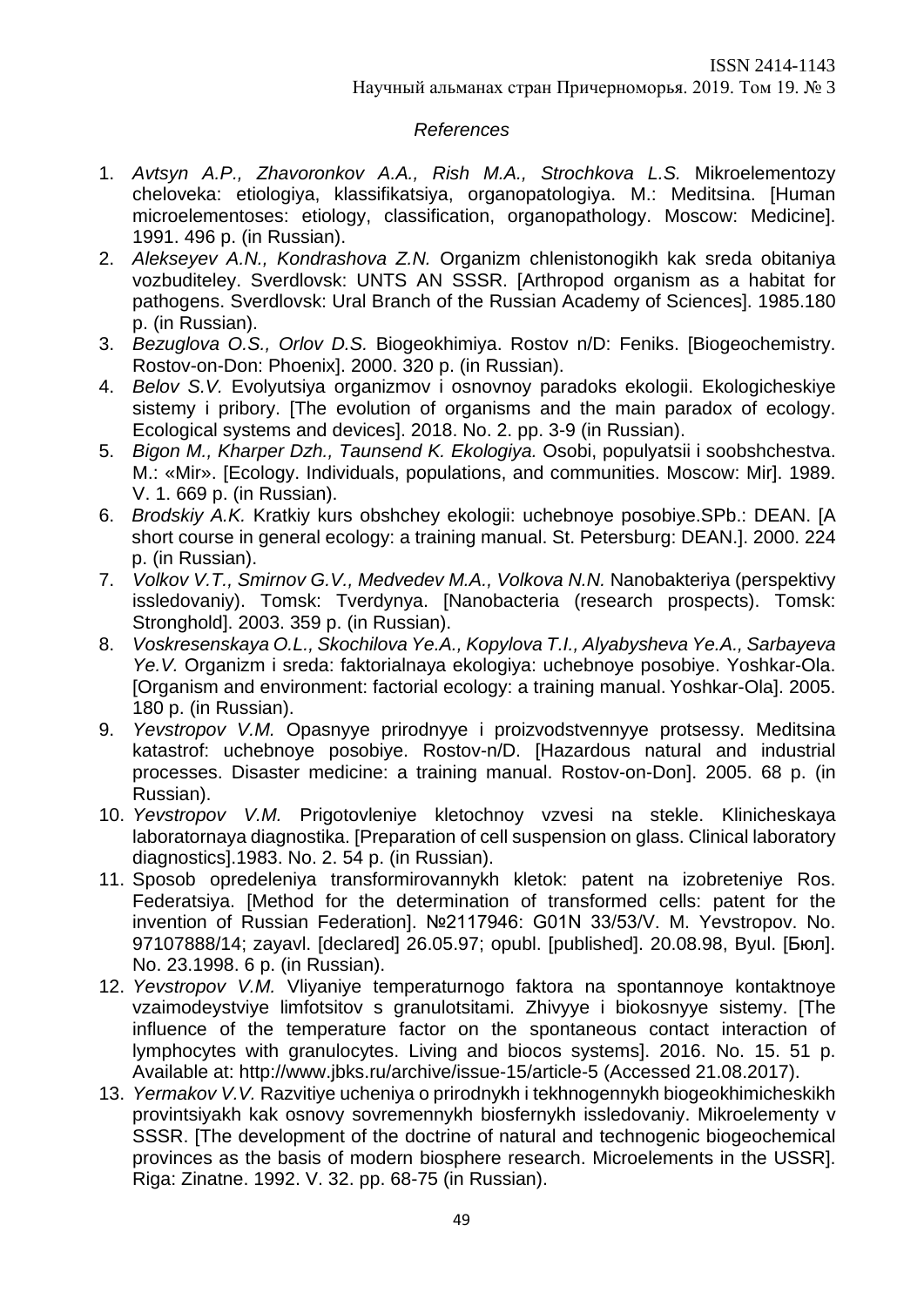*References*

1. *Avtsyn A.P., Zhavoronkov A.A., Rish M.A., Strochkova L.S.* Mikroelementozy cheloveka: etiologiya, klassifikatsiya, organopatologiya. M.: Meditsina. [Human microelementoses: etiology, classification, organopathology. Moscow: Medicine]. 1991. 496 p. (in Russian).
2. *Alekseyev A.N., Kondrashova Z.N.* Organizm chlenistonogikh kak sreda obitaniya vozbuditeley. Sverdlovsk: UNTS AN SSSR. [Arthropod organism as a habitat for pathogens. Sverdlovsk: Ural Branch of the Russian Academy of Sciences]. 1985.180 p. (in Russian).
3. *Bezuglova O.S., Orlov D.S.* Biogeokhimiya. Rostov n/D: Feniks. [Biogeochemistry. Rostov-on-Don: Phoenix]. 2000. 320 p. (in Russian).
4. *Belov S.V.* Evolyutsiya organizmov i osnovnoy paradoks ekologii. Ekologicheskiye sistemy i pribory. [The evolution of organisms and the main paradox of ecology. Ecological systems and devices]. 2018. No. 2. pp. 3-9 (in Russian).
5. *Bigon M., Kharper Dzh., Taunsend K. Ekologiya.* Osobi, populyatsii i soobshchestva. M.: «Mir». [Ecology. Individuals, populations, and communities. Moscow: Mir]. 1989. V. 1. 669 p. (in Russian).
6. *Brodskiy A.K.* Kratkiy kurs obshchey ekologii: uchebnoye posobiye.SPb.: DEAN. [A short course in general ecology: a training manual. St. Petersburg: DEAN.]. 2000. 224 p. (in Russian).
7. *Volkov V.T., Smirnov G.V., Medvedev M.A., Volkova N.N.* Nanobakteriya (perspektivy issledovaniy). Tomsk: Tverdynya. [Nanobacteria (research prospects). Tomsk: Stronghold]. 2003. 359 p. (in Russian).
8. *Voskresenskaya O.L., Skochilova Ye.A., Kopylova T.I., Alyabysheva Ye.A., Sarbayeva Ye.V.* Organizm i sreda: faktorialnaya ekologiya: uchebnoye posobiye. Yoshkar-Ola. [Organism and environment: factorial ecology: a training manual. Yoshkar-Ola]. 2005. 180 p. (in Russian).
9. *Yevstropov V.M.* Opasnyye prirodnyye i proizvodstvennyye protsessy. Meditsina katastrof: uchebnoye posobiye. Rostov-n/D. [Hazardous natural and industrial processes. Disaster medicine: a training manual. Rostov-on-Don]. 2005. 68 p. (in Russian).
10. *Yevstropov V.M.* Prigotovleniye kletochnoy vzvesi na stekle. Klinicheskaya laboratornaya diagnostika. [Preparation of cell suspension on glass. Clinical laboratory diagnostics].1983. No. 2. 54 p. (in Russian).
11. Sposob opredeleniya transformirovannykh kletok: patent na izobreteniye Ros. Federatsiya. [Method for the determination of transformed cells: patent for the invention of Russian Federation]. №2117946: G01N 33/53/V. M. Yevstropov. No. 97107888/14; zayavl. [declared] 26.05.97; opubl. [published]. 20.08.98, Byul. [Бюл]. No. 23.1998. 6 p. (in Russian).
12. *Yevstropov V.M.* Vliyaniye temperaturnogo faktora na spontannoye kontaktnoye vzaimodeystviye limfotsitov s granulotsitami. Zhivyye i biokosnyye sistemy. [The influence of the temperature factor on the spontaneous contact interaction of lymphocytes with granulocytes. Living and biocos systems]. 2016. No. 15. 51 p. Available at: http://www.jbks.ru/archive/issue-15/article-5 (Accessed 21.08.2017).
13. *Yermakov V.V.* Razvitiye ucheniya o prirodnykh i tekhnogennykh biogeokhimicheskikh provintsiyakh kak osnovy sovremennykh biosfernykh issledovaniy. Mikroelementy v SSSR. [The development of the doctrine of natural and technogenic biogeochemical provinces as the basis of modern biosphere research. Microelements in the USSR]. Riga: Zinatne. 1992. V. 32. pp. 68-75 (in Russian).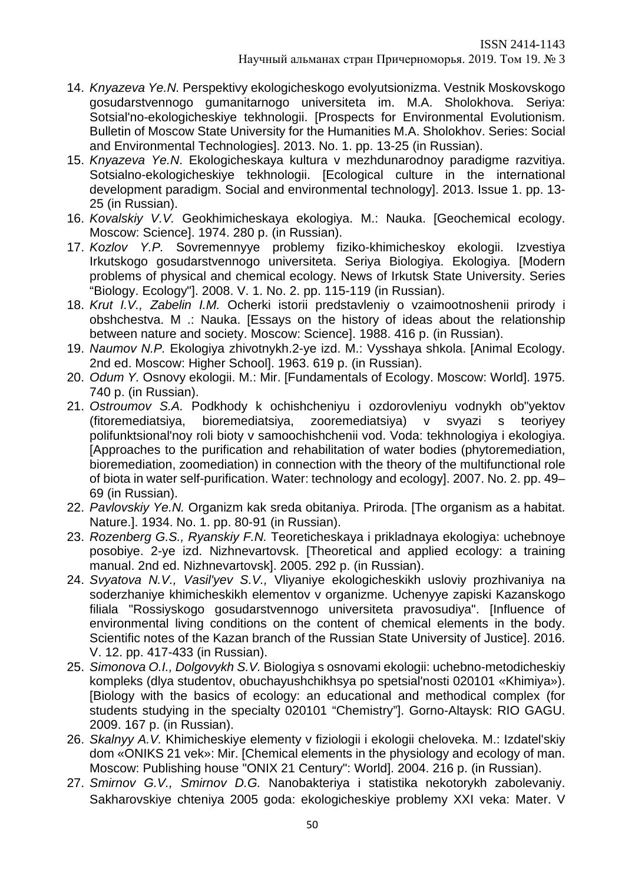14. *Knyazeva Ye.N.* Perspektivy ekologicheskogo evolyutsionizma. Vestnik Moskovskogo gosudarstvennogo gumanitarnogo universiteta im. M.A. Sholokhova. Seriya: Sotsial'no-ekologicheskiye tekhnologii. [Prospects for Environmental Evolutionism. Bulletin of Moscow State University for the Humanities M.A. Sholokhov. Series: Social and Environmental Technologies]. 2013. No. 1. pp. 13-25 (in Russian).
15. *Knyazeva Ye.N*. Ekologicheskaya kultura v mezhdunarodnoy paradigme razvitiya. Sotsialno-ekologicheskiye tekhnologii. [Ecological culture in the international development paradigm. Social and environmental technology]. 2013. Issue 1. pp. 13-25 (in Russian).
16. *Kovalskiy V.V.* Geokhimicheskaya ekologiya. M.: Nauka. [Geochemical ecology. Moscow: Science]. 1974. 280 p. (in Russian).
17. *Kozlov Y.P.* Sovremennyye problemy fiziko-khimicheskoy ekologii. Izvestiya Irkutskogo gosudarstvennogo universiteta. Seriya Biologiya. Ekologiya. [Modern problems of physical and chemical ecology. News of Irkutsk State University. Series "Biology. Ecology"]. 2008. V. 1. No. 2. pp. 115-119 (in Russian).
18. *Krut I.V., Zabelin I.M.* Ocherki istorii predstavleniy o vzaimootnoshenii prirody i obshchestva. M .: Nauka. [Essays on the history of ideas about the relationship between nature and society. Moscow: Science]. 1988. 416 p. (in Russian).
19. *Naumov N.P.* Ekologiya zhivotnykh.2-ye izd. M.: Vysshaya shkola. [Animal Ecology. 2nd ed. Moscow: Higher School]. 1963. 619 p. (in Russian).
20. *Odum Y.* Osnovy ekologii. M.: Mir. [Fundamentals of Ecology. Moscow: World]. 1975. 740 p. (in Russian).
21. *Ostroumov S.A.* Podkhody k ochishcheniyu i ozdorovleniyu vodnykh ob"yektov (fitoremediatsiya, bioremediatsiya, zooremediatsiya) v svyazi s teoriyey polifunktsional'noy roli bioty v samoochishchenii vod. Voda: tekhnologiya i ekologiya. [Approaches to the purification and rehabilitation of water bodies (phytoremediation, bioremediation, zoomediation) in connection with the theory of the multifunctional role of biota in water self-purification. Water: technology and ecology]. 2007. No. 2. pp. 49–69 (in Russian).
22. *Pavlovskiy Ye.N.* Organizm kak sreda obitaniya. Priroda. [The organism as a habitat. Nature.]. 1934. No. 1. pp. 80-91 (in Russian).
23. *Rozenberg G.S., Ryanskiy F.N.* Teoreticheskaya i prikladnaya ekologiya: uchebnoye posobiye. 2-ye izd. Nizhnevartovsk. [Theoretical and applied ecology: a training manual. 2nd ed. Nizhnevartovsk]. 2005. 292 p. (in Russian).
24. *Svyatova N.V., Vasil'yev S.V.,* Vliyaniye ekologicheskikh usloviy prozhivaniya na soderzhaniye khimicheskikh elementov v organizme. Uchenyye zapiski Kazanskogo filiala "Rossiyskogo gosudarstvennogo universiteta pravosudiya". [Influence of environmental living conditions on the content of chemical elements in the body. Scientific notes of the Kazan branch of the Russian State University of Justice]. 2016. V. 12. pp. 417-433 (in Russian).
25. *Simonova O.I., Dolgovykh S.V.* Biologiya s osnovami ekologii: uchebno-metodicheskiy kompleks (dlya studentov, obuchayushchikhsya po spetsial'nosti 020101 «Khimiya»). [Biology with the basics of ecology: an educational and methodical complex (for students studying in the specialty 020101 "Chemistry"]. Gorno-Altaysk: RIO GAGU. 2009. 167 p. (in Russian).
26. *Skalnyy A.V.* Khimicheskiye elementy v fiziologii i ekologii cheloveka. M.: Izdatel'skiy dom «ONIKS 21 vek»: Mir. [Chemical elements in the physiology and ecology of man. Moscow: Publishing house "ONIX 21 Century": World]. 2004. 216 p. (in Russian).
27. *Smirnov G.V., Smirnov D.G.* Nanobakteriya i statistika nekotorykh zabolevaniy. Sakharovskiye chteniya 2005 goda: ekologicheskiye problemy XXI veka: Mater. V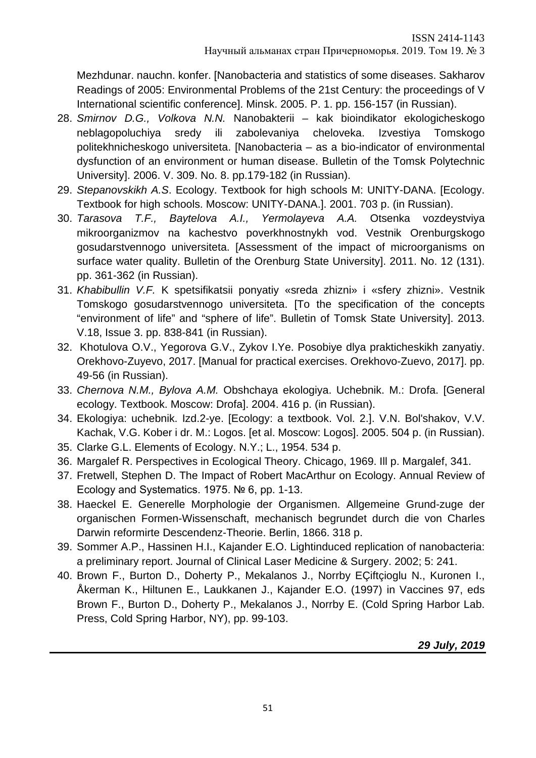Mezhdunar. nauchn. konfer. [Nanobacteria and statistics of some diseases. Sakharov Readings of 2005: Environmental Problems of the 21st Century: the proceedings of V International scientific conference]. Minsk. 2005. P. 1. pp. 156-157 (in Russian).

28. *Smirnov D.G., Volkova N.N.* Nanobakterii – kak bioindikator ekologicheskogo neblagopoluchiya sredy ili zabolevaniya cheloveka. Izvestiya Tomskogo politekhnicheskogo universiteta. [Nanobacteria – as a bio-indicator of environmental dysfunction of an environment or human disease. Bulletin of the Tomsk Polytechnic University]. 2006. V. 309. No. 8. pp.179-182 (in Russian).
29. *Stepanovskikh A.S*. Ecology. Textbook for high schools M: UNITY-DANA. [Ecology. Textbook for high schools. Moscow: UNITY-DANA.]. 2001. 703 p. (in Russian).
30. *Tarasova T.F., Baytelova A.I., Yermolayeva A.A.* Otsenka vozdeystviya mikroorganizmov na kachestvo poverkhnostnykh vod. Vestnik Orenburgskogo gosudarstvennogo universiteta. [Assessment of the impact of microorganisms on surface water quality. Bulletin of the Orenburg State University]. 2011. No. 12 (131). pp. 361-362 (in Russian).
31. *Khabibullin V.F.* K spetsifikatsii ponyatiy «sreda zhizni» i «sfery zhizni». Vestnik Tomskogo gosudarstvennogo universiteta. [To the specification of the concepts "environment of life" and "sphere of life". Bulletin of Tomsk State University]. 2013. V.18, Issue 3. pp. 838-841 (in Russian).
32. Khotulova O.V., Yegorova G.V., Zykov I.Ye. Posobiye dlya prakticheskikh zanyatiy. Orekhovo-Zuyevo, 2017. [Manual for practical exercises. Orekhovo-Zuevo, 2017]. pp. 49-56 (in Russian).
33. *Chernova N.M., Bylova A.M.* Obshchaya ekologiya. Uchebnik. M.: Drofa. [General ecology. Textbook. Moscow: Drofa]. 2004. 416 p. (in Russian).
34. Ekologiya: uchebnik. Izd.2-ye. [Ecology: a textbook. Vol. 2.]. V.N. Bol'shakov, V.V. Kachak, V.G. Kober i dr. M.: Logos. [et al. Moscow: Logos]. 2005. 504 p. (in Russian).
35. Clarke G.L. Elements of Ecology. N.Y.; L., 1954. 534 p.
36. Margalef R. Perspectives in Ecological Theory. Chicago, 1969. Ill p. Margalef, 341.
37. Fretwell, Stephen D. The Impact of Robert MacArthur on Ecology. Annual Review of Ecology and Systematics. 1975. № 6, pp. 1-13.
38. Haeckel E. Generelle Morphologie der Organismen. Allgemeine Grund-zuge der organischen Formen-Wissenschaft, mechanisch begrundet durch die von Charles Darwin reformirte Descendenz-Theorie. Berlin, 1866. 318 p.
39. Sommer A.P., Hassinen H.I., Kajander E.O. Lightinduced replication of nanobacteria: a preliminary report. Journal of Clinical Laser Medicine & Surgery. 2002; 5: 241.
40. Brown F., Burton D., Doherty P., Mekalanos J., Norrby EÇiftçioglu N., Kuronen I., Åkerman K., Hiltunen E., Laukkanen J., Kajander E.O. (1997) in Vaccines 97, eds Brown F., Burton D., Doherty P., Mekalanos J., Norrby E. (Cold Spring Harbor Lab. Press, Cold Spring Harbor, NY), pp. 99-103.

***29 July, 2019***